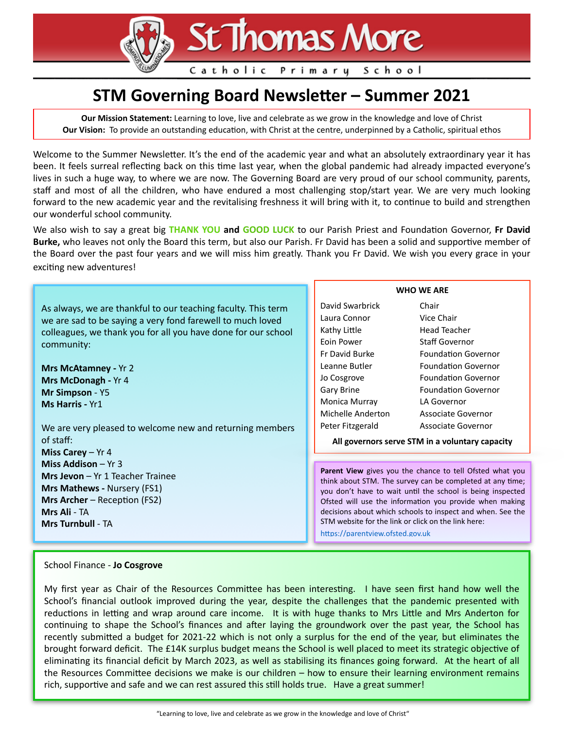# St Thomas More

Catholic Primary School

## STM Governing Board Newsletter – Summer 2021

**Our Mission Statement:** Learning to love, live and celebrate as we grow in the knowledge and love of Christ
**Our Vision:** To provide an outstanding education, with Christ at the centre, underpinned by a Catholic, spiritual ethos

Welcome to the Summer Newsletter. It's the end of the academic year and what an absolutely extraordinary year it has been. It feels surreal reflecting back on this time last year, when the global pandemic had already impacted everyone's lives in such a huge way, to where we are now. The Governing Board are very proud of our school community, parents, staff and most of all the children, who have endured a most challenging stop/start year. We are very much looking forward to the new academic year and the revitalising freshness it will bring with it, to continue to build and strengthen our wonderful school community.

We also wish to say a great big **THANK YOU and GOOD LUCK** to our Parish Priest and Foundation Governor, **Fr David Burke,** who leaves not only the Board this term, but also our Parish. Fr David has been a solid and supportive member of the Board over the past four years and we will miss him greatly. Thank you Fr David. We wish you every grace in your exciting new adventures!

As always, we are thankful to our teaching faculty. This term we are sad to be saying a very fond farewell to much loved colleagues, we thank you for all you have done for our school community:

**Mrs McAtamney -** Yr 2
**Mrs McDonagh -** Yr 4
**Mr Simpson** - Y5
**Ms Harris -** Yr1

We are very pleased to welcome new and returning members of staff:
**Miss Carey** – Yr 4
**Miss Addison** – Yr 3
**Mrs Jevon** – Yr 1 Teacher Trainee
**Mrs Mathews -** Nursery (FS1)
**Mrs Archer** – Reception (FS2)
**Mrs Ali** - TA
**Mrs Turnbull** - TA

### WHO WE ARE

| Name | Role |
|---|---|
| David Swarbrick | Chair |
| Laura Connor | Vice Chair |
| Kathy Little | Head Teacher |
| Eoin Power | Staff Governor |
| Fr David Burke | Foundation Governor |
| Leanne Butler | Foundation Governor |
| Jo Cosgrove | Foundation Governor |
| Gary Brine | Foundation Governor |
| Monica Murray | LA Governor |
| Michelle Anderton | Associate Governor |
| Peter Fitzgerald | Associate Governor |

**All governors serve STM in a voluntary capacity**

**Parent View** gives you the chance to tell Ofsted what you think about STM. The survey can be completed at any time; you don't have to wait until the school is being inspected Ofsted will use the information you provide when making decisions about which schools to inspect and when. See the STM website for the link or click on the link here: https://parentview.ofsted.gov.uk

School Finance - **Jo Cosgrove**

My first year as Chair of the Resources Committee has been interesting. I have seen first hand how well the School's financial outlook improved during the year, despite the challenges that the pandemic presented with reductions in letting and wrap around care income. It is with huge thanks to Mrs Little and Mrs Anderton for continuing to shape the School's finances and after laying the groundwork over the past year, the School has recently submitted a budget for 2021-22 which is not only a surplus for the end of the year, but eliminates the brought forward deficit. The £14K surplus budget means the School is well placed to meet its strategic objective of eliminating its financial deficit by March 2023, as well as stabilising its finances going forward. At the heart of all the Resources Committee decisions we make is our children – how to ensure their learning environment remains rich, supportive and safe and we can rest assured this still holds true. Have a great summer!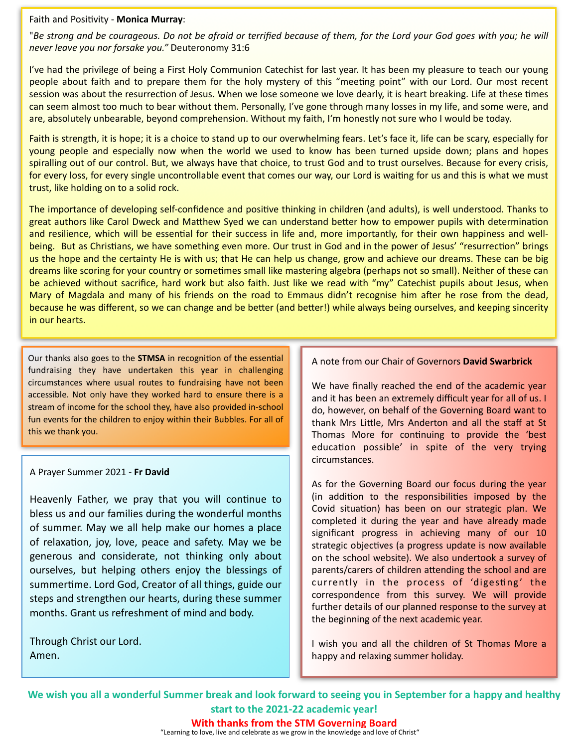Faith and Positivity - **Monica Murray**:

"*Be strong and be courageous. Do not be afraid or terrified because of them, for the Lord your God goes with you; he will never leave you nor forsake you."* Deuteronomy 31:6

I've had the privilege of being a First Holy Communion Catechist for last year. It has been my pleasure to teach our young people about faith and to prepare them for the holy mystery of this "meeting point" with our Lord. Our most recent session was about the resurrection of Jesus. When we lose someone we love dearly, it is heart breaking. Life at these times can seem almost too much to bear without them. Personally, I've gone through many losses in my life, and some were, and are, absolutely unbearable, beyond comprehension. Without my faith, I'm honestly not sure who I would be today.

Faith is strength, it is hope; it is a choice to stand up to our overwhelming fears. Let's face it, life can be scary, especially for young people and especially now when the world we used to know has been turned upside down; plans and hopes spiralling out of our control. But, we always have that choice, to trust God and to trust ourselves. Because for every crisis, for every loss, for every single uncontrollable event that comes our way, our Lord is waiting for us and this is what we must trust, like holding on to a solid rock.

The importance of developing self-confidence and positive thinking in children (and adults), is well understood. Thanks to great authors like Carol Dweck and Matthew Syed we can understand better how to empower pupils with determination and resilience, which will be essential for their success in life and, more importantly, for their own happiness and well-being. But as Christians, we have something even more. Our trust in God and in the power of Jesus' "resurrection" brings us the hope and the certainty He is with us; that He can help us change, grow and achieve our dreams. These can be big dreams like scoring for your country or sometimes small like mastering algebra (perhaps not so small). Neither of these can be achieved without sacrifice, hard work but also faith. Just like we read with "my" Catechist pupils about Jesus, when Mary of Magdala and many of his friends on the road to Emmaus didn't recognise him after he rose from the dead, because he was different, so we can change and be better (and better!) while always being ourselves, and keeping sincerity in our hearts.

Our thanks also goes to the **STMSA** in recognition of the essential fundraising they have undertaken this year in challenging circumstances where usual routes to fundraising have not been accessible. Not only have they worked hard to ensure there is a stream of income for the school they, have also provided in-school fun events for the children to enjoy within their Bubbles. For all of this we thank you.

A Prayer Summer 2021 - **Fr David**

Heavenly Father, we pray that you will continue to bless us and our families during the wonderful months of summer. May we all help make our homes a place of relaxation, joy, love, peace and safety. May we be generous and considerate, not thinking only about ourselves, but helping others enjoy the blessings of summertime. Lord God, Creator of all things, guide our steps and strengthen our hearts, during these summer months. Grant us refreshment of mind and body.

Through Christ our Lord.
Amen.

A note from our Chair of Governors **David Swarbrick**

We have finally reached the end of the academic year and it has been an extremely difficult year for all of us. I do, however, on behalf of the Governing Board want to thank Mrs Little, Mrs Anderton and all the staff at St Thomas More for continuing to provide the 'best education possible' in spite of the very trying circumstances.

As for the Governing Board our focus during the year (in addition to the responsibilities imposed by the Covid situation) has been on our strategic plan. We completed it during the year and have already made significant progress in achieving many of our 10 strategic objectives (a progress update is now available on the school website). We also undertook a survey of parents/carers of children attending the school and are currently in the process of 'digesting' the correspondence from this survey. We will provide further details of our planned response to the survey at the beginning of the next academic year.

I wish you and all the children of St Thomas More a happy and relaxing summer holiday.

**We wish you all a wonderful Summer break and look forward to seeing you in September for a happy and healthy start to the 2021-22 academic year!**

**With thanks from the STM Governing Board**

"Learning to love, live and celebrate as we grow in the knowledge and love of Christ"